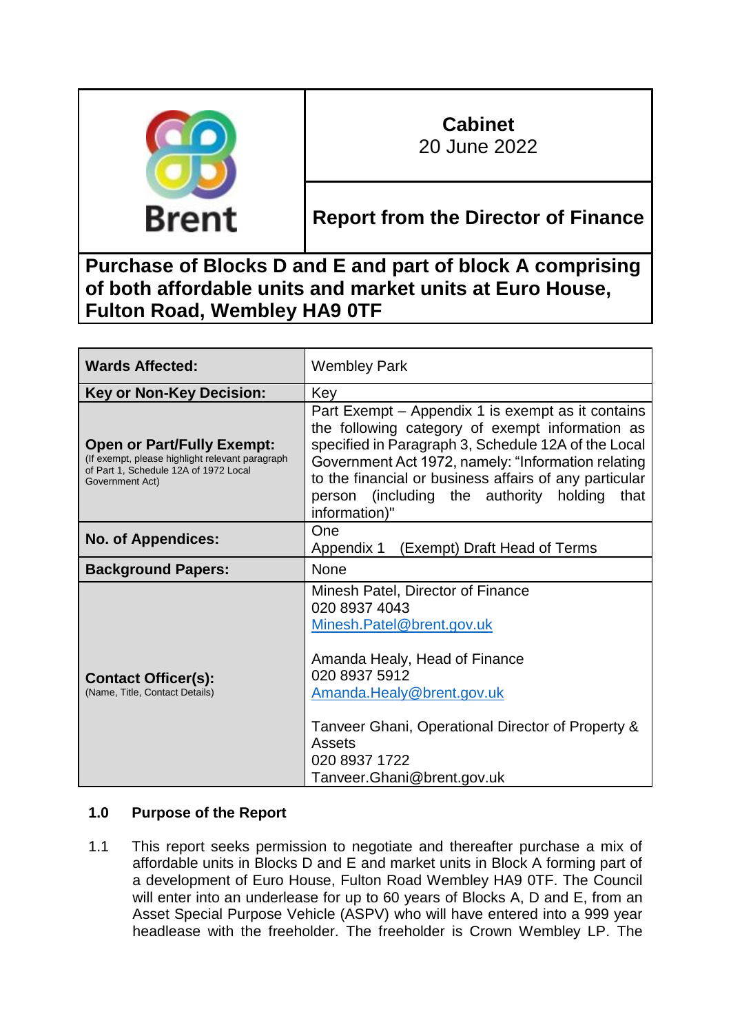| | |
|---|---|
| Brent | **Cabinet**<br>20 June 2022 |
| | **Report from the Director of Finance** |

# Purchase of Blocks D and E and part of block A comprising of both affordable units and market units at Euro House, Fulton Road, Wembley HA9 0TF

| | |
|---|---|
| **Wards Affected:** | Wembley Park |
| **Key or Non-Key Decision:** | Key |
| **Open or Part/Fully Exempt:**<br>(If exempt, please highlight relevant paragraph of Part 1, Schedule 12A of 1972 Local Government Act) | Part Exempt – Appendix 1 is exempt as it contains the following category of exempt information as specified in Paragraph 3, Schedule 12A of the Local Government Act 1972, namely: "Information relating to the financial or business affairs of any particular person (including the authority holding that information)" |
| **No. of Appendices:** | One<br>Appendix 1 (Exempt) Draft Head of Terms |
| **Background Papers:** | None |
| **Contact Officer(s):**<br>(Name, Title, Contact Details) | Minesh Patel, Director of Finance<br>020 8937 4043<br>Minesh.Patel@brent.gov.uk<br><br>Amanda Healy, Head of Finance<br>020 8937 5912<br>Amanda.Healy@brent.gov.uk<br><br>Tanveer Ghani, Operational Director of Property & Assets<br>020 8937 1722<br>Tanveer.Ghani@brent.gov.uk |

## 1.0 Purpose of the Report

1.1 This report seeks permission to negotiate and thereafter purchase a mix of affordable units in Blocks D and E and market units in Block A forming part of a development of Euro House, Fulton Road Wembley HA9 0TF. The Council will enter into an underlease for up to 60 years of Blocks A, D and E, from an Asset Special Purpose Vehicle (ASPV) who will have entered into a 999 year headlease with the freeholder. The freeholder is Crown Wembley LP. The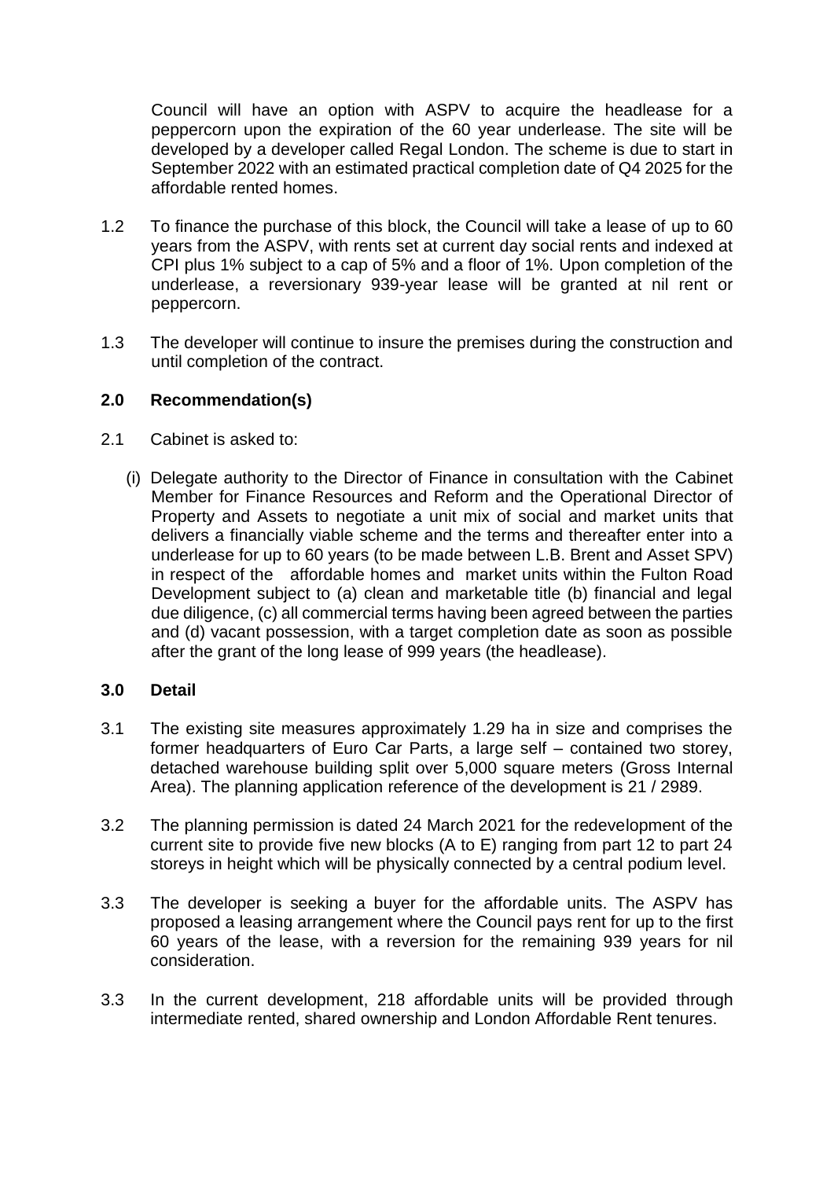Council will have an option with ASPV to acquire the headlease for a peppercorn upon the expiration of the 60 year underlease. The site will be developed by a developer called Regal London. The scheme is due to start in September 2022 with an estimated practical completion date of Q4 2025 for the affordable rented homes.

1.2 To finance the purchase of this block, the Council will take a lease of up to 60 years from the ASPV, with rents set at current day social rents and indexed at CPI plus 1% subject to a cap of 5% and a floor of 1%. Upon completion of the underlease, a reversionary 939-year lease will be granted at nil rent or peppercorn.

1.3 The developer will continue to insure the premises during the construction and until completion of the contract.

## 2.0 Recommendation(s)

2.1 Cabinet is asked to:

(i) Delegate authority to the Director of Finance in consultation with the Cabinet Member for Finance Resources and Reform and the Operational Director of Property and Assets to negotiate a unit mix of social and market units that delivers a financially viable scheme and the terms and thereafter enter into a underlease for up to 60 years (to be made between L.B. Brent and Asset SPV) in respect of the affordable homes and market units within the Fulton Road Development subject to (a) clean and marketable title (b) financial and legal due diligence, (c) all commercial terms having been agreed between the parties and (d) vacant possession, with a target completion date as soon as possible after the grant of the long lease of 999 years (the headlease).

## 3.0 Detail

3.1 The existing site measures approximately 1.29 ha in size and comprises the former headquarters of Euro Car Parts, a large self – contained two storey, detached warehouse building split over 5,000 square meters (Gross Internal Area). The planning application reference of the development is 21 / 2989.

3.2 The planning permission is dated 24 March 2021 for the redevelopment of the current site to provide five new blocks (A to E) ranging from part 12 to part 24 storeys in height which will be physically connected by a central podium level.

3.3 The developer is seeking a buyer for the affordable units. The ASPV has proposed a leasing arrangement where the Council pays rent for up to the first 60 years of the lease, with a reversion for the remaining 939 years for nil consideration.

3.3 In the current development, 218 affordable units will be provided through intermediate rented, shared ownership and London Affordable Rent tenures.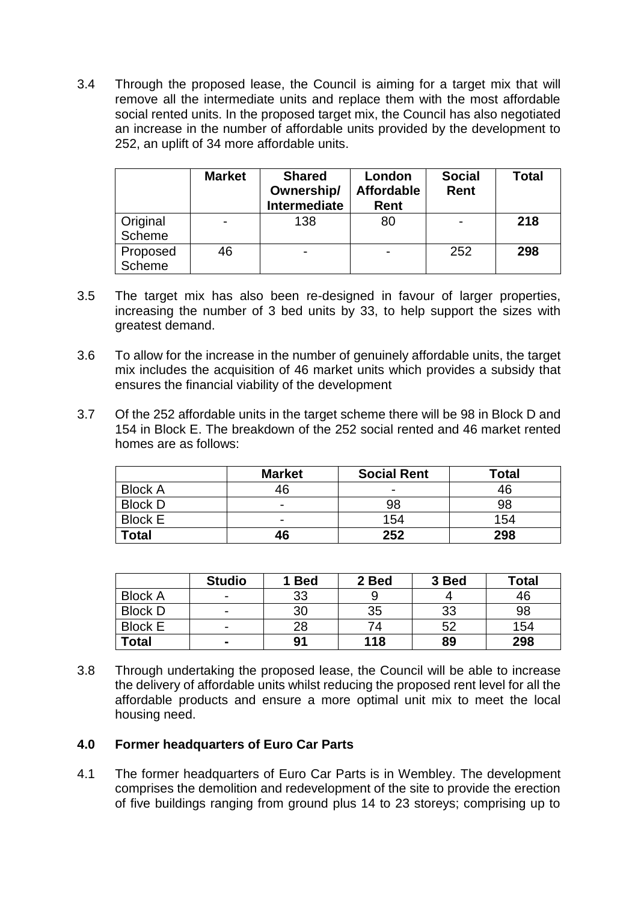3.4 Through the proposed lease, the Council is aiming for a target mix that will remove all the intermediate units and replace them with the most affordable social rented units. In the proposed target mix, the Council has also negotiated an increase in the number of affordable units provided by the development to 252, an uplift of 34 more affordable units.

| | Market | Shared Ownership/ Intermediate | London Affordable Rent | Social Rent | Total |
|---|---|---|---|---|---|
| Original Scheme | - | 138 | 80 | - | **218** |
| Proposed Scheme | 46 | - | - | 252 | **298** |

3.5 The target mix has also been re-designed in favour of larger properties, increasing the number of 3 bed units by 33, to help support the sizes with greatest demand.

3.6 To allow for the increase in the number of genuinely affordable units, the target mix includes the acquisition of 46 market units which provides a subsidy that ensures the financial viability of the development

3.7 Of the 252 affordable units in the target scheme there will be 98 in Block D and 154 in Block E. The breakdown of the 252 social rented and 46 market rented homes are as follows:

| | Market | Social Rent | Total |
|---|---|---|---|
| Block A | 46 | - | 46 |
| Block D | - | 98 | 98 |
| Block E | - | 154 | 154 |
| **Total** | **46** | **252** | **298** |

| | Studio | 1 Bed | 2 Bed | 3 Bed | Total |
|---|---|---|---|---|---|
| Block A | - | 33 | 9 | 4 | 46 |
| Block D | - | 30 | 35 | 33 | 98 |
| Block E | - | 28 | 74 | 52 | 154 |
| **Total** | **-** | **91** | **118** | **89** | **298** |

3.8 Through undertaking the proposed lease, the Council will be able to increase the delivery of affordable units whilst reducing the proposed rent level for all the affordable products and ensure a more optimal unit mix to meet the local housing need.

**4.0 Former headquarters of Euro Car Parts**

4.1 The former headquarters of Euro Car Parts is in Wembley. The development comprises the demolition and redevelopment of the site to provide the erection of five buildings ranging from ground plus 14 to 23 storeys; comprising up to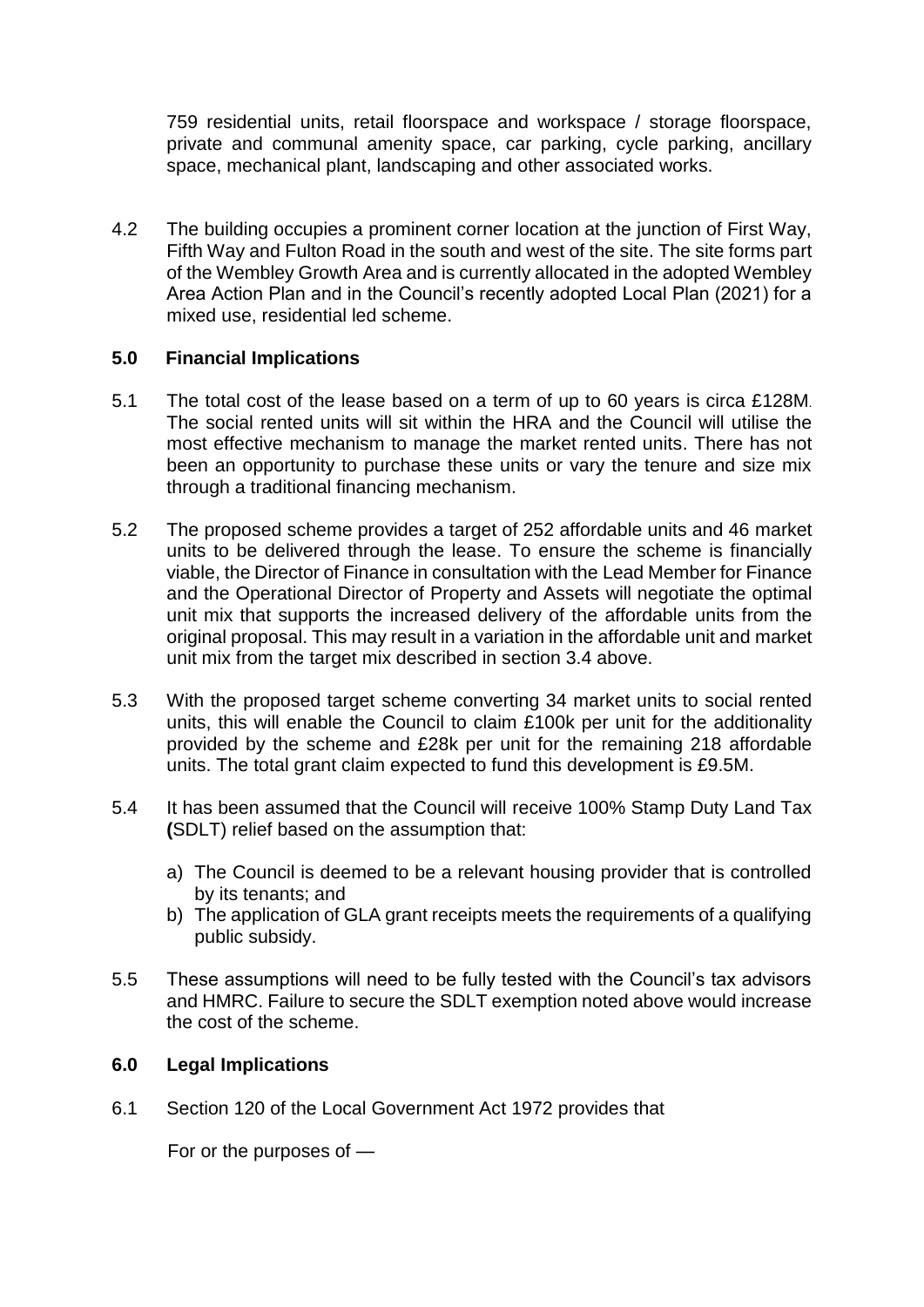759 residential units, retail floorspace and workspace / storage floorspace, private and communal amenity space, car parking, cycle parking, ancillary space, mechanical plant, landscaping and other associated works.

4.2 The building occupies a prominent corner location at the junction of First Way, Fifth Way and Fulton Road in the south and west of the site. The site forms part of the Wembley Growth Area and is currently allocated in the adopted Wembley Area Action Plan and in the Council's recently adopted Local Plan (2021) for a mixed use, residential led scheme.

## 5.0 Financial Implications

5.1 The total cost of the lease based on a term of up to 60 years is circa £128M. The social rented units will sit within the HRA and the Council will utilise the most effective mechanism to manage the market rented units. There has not been an opportunity to purchase these units or vary the tenure and size mix through a traditional financing mechanism.

5.2 The proposed scheme provides a target of 252 affordable units and 46 market units to be delivered through the lease. To ensure the scheme is financially viable, the Director of Finance in consultation with the Lead Member for Finance and the Operational Director of Property and Assets will negotiate the optimal unit mix that supports the increased delivery of the affordable units from the original proposal. This may result in a variation in the affordable unit and market unit mix from the target mix described in section 3.4 above.

5.3 With the proposed target scheme converting 34 market units to social rented units, this will enable the Council to claim £100k per unit for the additionality provided by the scheme and £28k per unit for the remaining 218 affordable units. The total grant claim expected to fund this development is £9.5M.

5.4 It has been assumed that the Council will receive 100% Stamp Duty Land Tax **(**SDLT) relief based on the assumption that:

a) The Council is deemed to be a relevant housing provider that is controlled by its tenants; and
b) The application of GLA grant receipts meets the requirements of a qualifying public subsidy.

5.5 These assumptions will need to be fully tested with the Council's tax advisors and HMRC. Failure to secure the SDLT exemption noted above would increase the cost of the scheme.

## 6.0 Legal Implications

6.1 Section 120 of the Local Government Act 1972 provides that

For or the purposes of —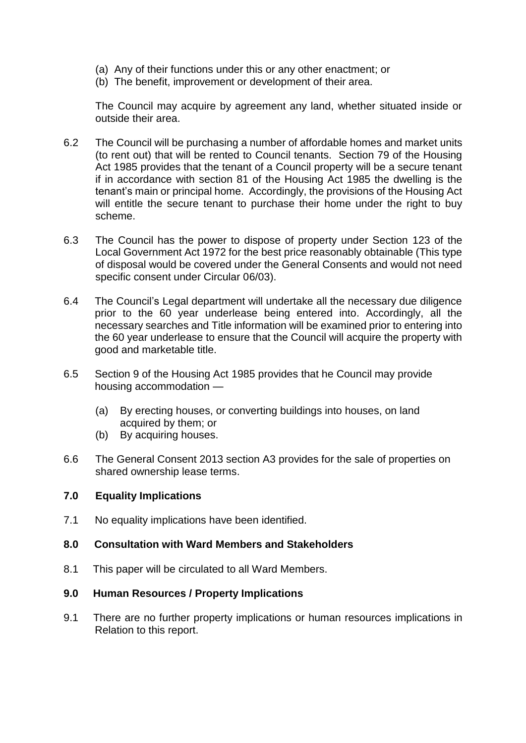(a) Any of their functions under this or any other enactment; or
(b) The benefit, improvement or development of their area.

The Council may acquire by agreement any land, whether situated inside or outside their area.

6.2 The Council will be purchasing a number of affordable homes and market units (to rent out) that will be rented to Council tenants. Section 79 of the Housing Act 1985 provides that the tenant of a Council property will be a secure tenant if in accordance with section 81 of the Housing Act 1985 the dwelling is the tenant's main or principal home. Accordingly, the provisions of the Housing Act will entitle the secure tenant to purchase their home under the right to buy scheme.

6.3 The Council has the power to dispose of property under Section 123 of the Local Government Act 1972 for the best price reasonably obtainable (This type of disposal would be covered under the General Consents and would not need specific consent under Circular 06/03).

6.4 The Council's Legal department will undertake all the necessary due diligence prior to the 60 year underlease being entered into. Accordingly, all the necessary searches and Title information will be examined prior to entering into the 60 year underlease to ensure that the Council will acquire the property with good and marketable title.

6.5 Section 9 of the Housing Act 1985 provides that he Council may provide housing accommodation —

(a) By erecting houses, or converting buildings into houses, on land acquired by them; or
(b) By acquiring houses.

6.6 The General Consent 2013 section A3 provides for the sale of properties on shared ownership lease terms.

## 7.0 Equality Implications

7.1 No equality implications have been identified.

## 8.0 Consultation with Ward Members and Stakeholders

8.1 This paper will be circulated to all Ward Members.

## 9.0 Human Resources / Property Implications

9.1 There are no further property implications or human resources implications in Relation to this report.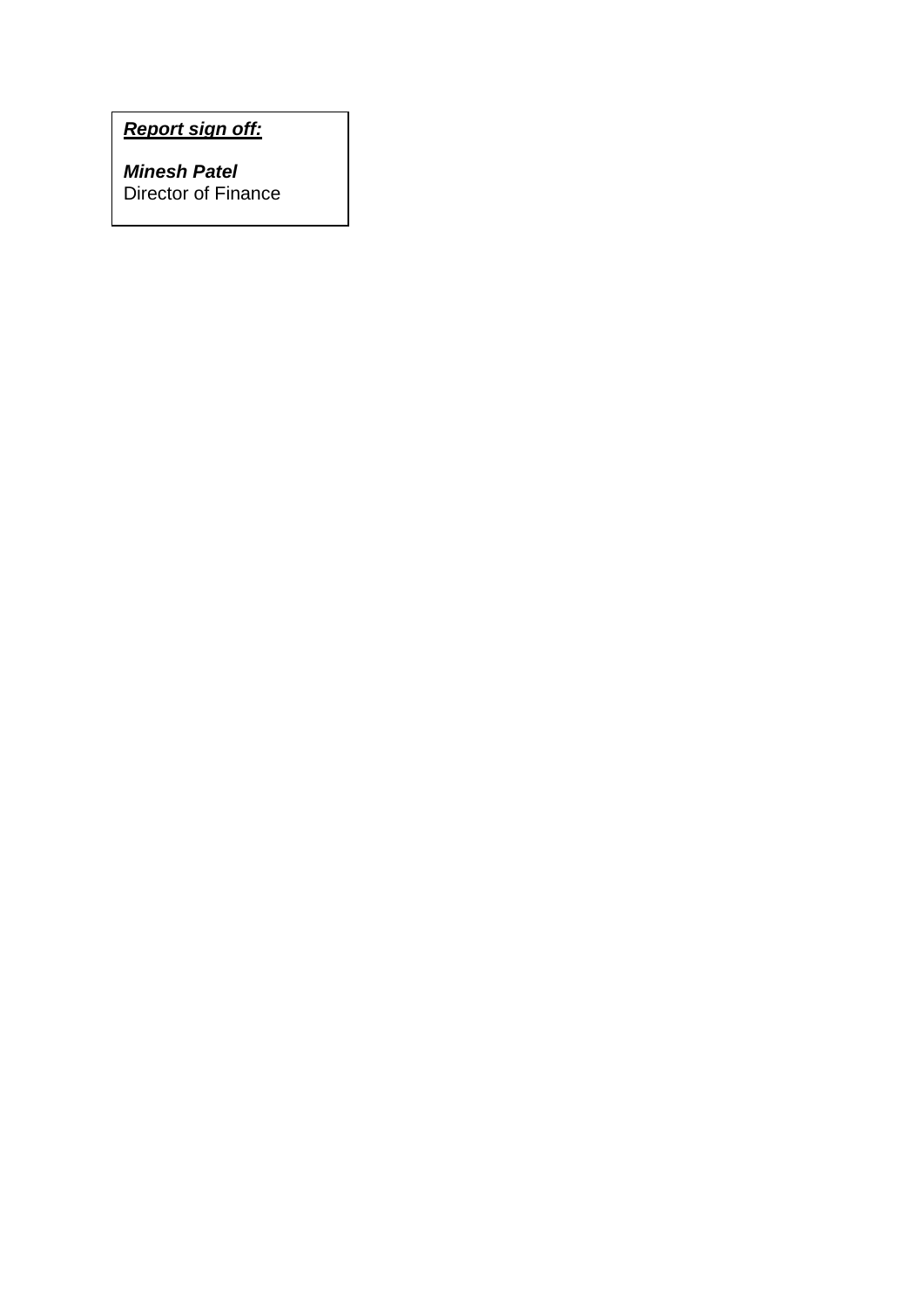***Report sign off:***

***Minesh Patel***
Director of Finance